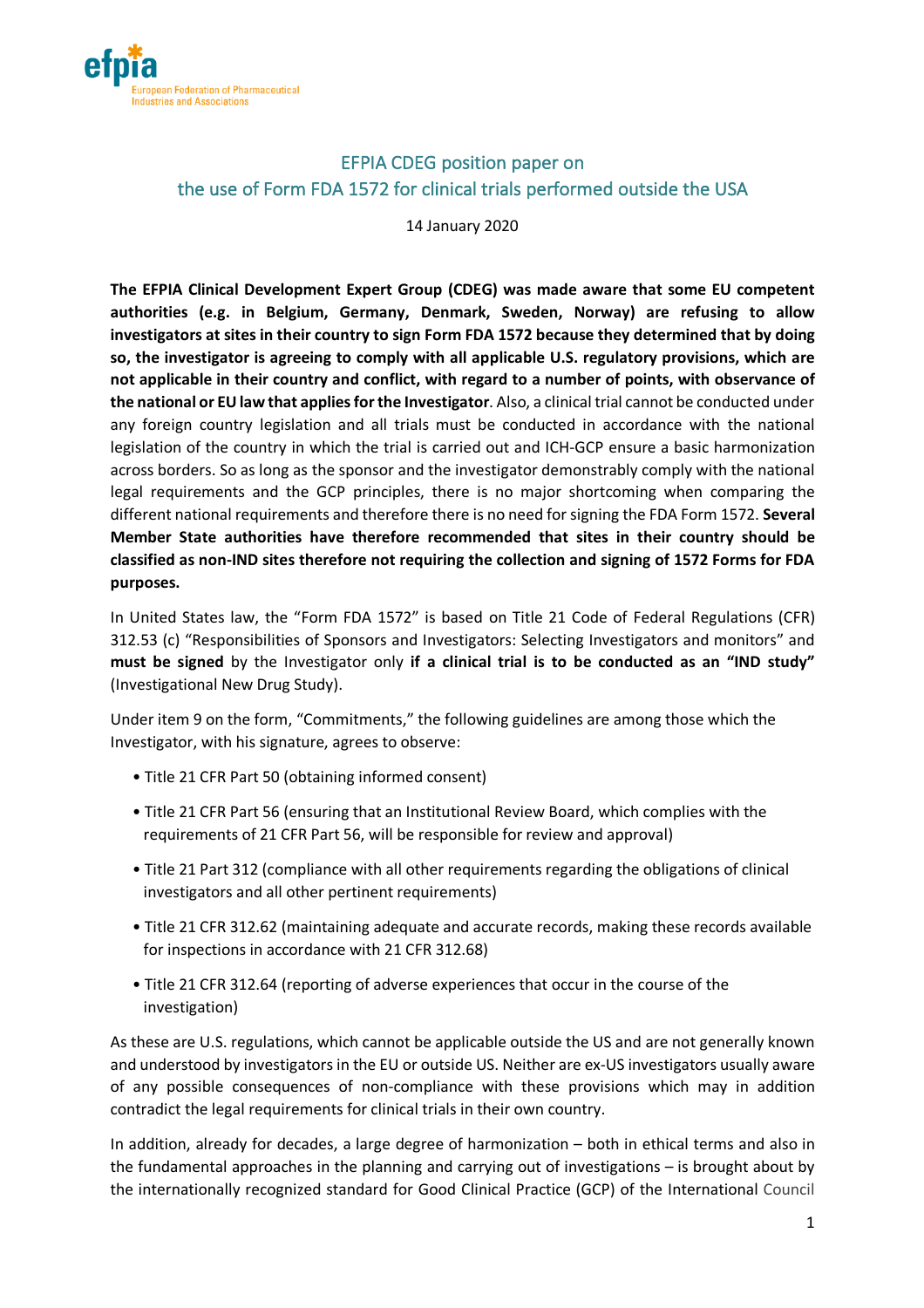efpia

European Federation of Pharmaceutical Industries and Associations

# EFPIA CDEG position paper on the use of Form FDA 1572 for clinical trials performed outside the USA

14 January 2020

**The EFPIA Clinical Development Expert Group (CDEG) was made aware that some EU competent authorities (e.g. in Belgium, Germany, Denmark, Sweden, Norway) are refusing to allow investigators at sites in their country to sign Form FDA 1572 because they determined that by doing so, the investigator is agreeing to comply with all applicable U.S. regulatory provisions, which are not applicable in their country and conflict, with regard to a number of points, with observance of the national or EU law that applies for the Investigator**. Also, a clinical trial cannot be conducted under any foreign country legislation and all trials must be conducted in accordance with the national legislation of the country in which the trial is carried out and ICH-GCP ensure a basic harmonization across borders. So as long as the sponsor and the investigator demonstrably comply with the national legal requirements and the GCP principles, there is no major shortcoming when comparing the different national requirements and therefore there is no need for signing the FDA Form 1572. **Several Member State authorities have therefore recommended that sites in their country should be classified as non-IND sites therefore not requiring the collection and signing of 1572 Forms for FDA purposes.**

In United States law, the "Form FDA 1572" is based on Title 21 Code of Federal Regulations (CFR) 312.53 (c) "Responsibilities of Sponsors and Investigators: Selecting Investigators and monitors" and **must be signed** by the Investigator only **if a clinical trial is to be conducted as an "IND study"** (Investigational New Drug Study).

Under item 9 on the form, "Commitments," the following guidelines are among those which the Investigator, with his signature, agrees to observe:

- Title 21 CFR Part 50 (obtaining informed consent)
- Title 21 CFR Part 56 (ensuring that an Institutional Review Board, which complies with the requirements of 21 CFR Part 56, will be responsible for review and approval)
- Title 21 Part 312 (compliance with all other requirements regarding the obligations of clinical investigators and all other pertinent requirements)
- Title 21 CFR 312.62 (maintaining adequate and accurate records, making these records available for inspections in accordance with 21 CFR 312.68)
- Title 21 CFR 312.64 (reporting of adverse experiences that occur in the course of the investigation)

As these are U.S. regulations, which cannot be applicable outside the US and are not generally known and understood by investigators in the EU or outside US. Neither are ex-US investigators usually aware of any possible consequences of non-compliance with these provisions which may in addition contradict the legal requirements for clinical trials in their own country.

In addition, already for decades, a large degree of harmonization – both in ethical terms and also in the fundamental approaches in the planning and carrying out of investigations – is brought about by the internationally recognized standard for Good Clinical Practice (GCP) of the International Council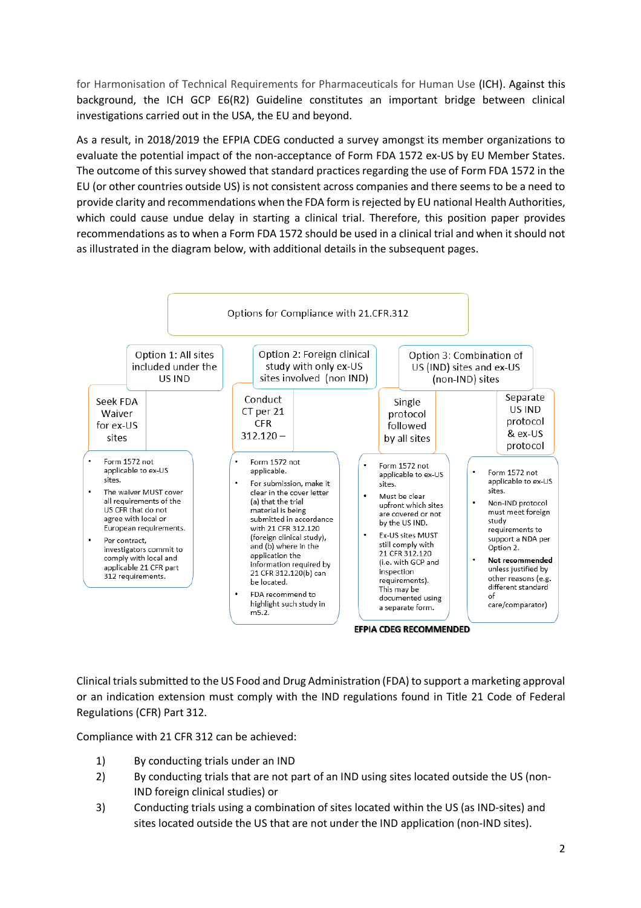for Harmonisation of Technical Requirements for Pharmaceuticals for Human Use (ICH). Against this background, the ICH GCP E6(R2) Guideline constitutes an important bridge between clinical investigations carried out in the USA, the EU and beyond.

As a result, in 2018/2019 the EFPIA CDEG conducted a survey amongst its member organizations to evaluate the potential impact of the non-acceptance of Form FDA 1572 ex-US by EU Member States. The outcome of this survey showed that standard practices regarding the use of Form FDA 1572 in the EU (or other countries outside US) is not consistent across companies and there seems to be a need to provide clarity and recommendations when the FDA form is rejected by EU national Health Authorities, which could cause undue delay in starting a clinical trial. Therefore, this position paper provides recommendations as to when a Form FDA 1572 should be used in a clinical trial and when it should not as illustrated in the diagram below, with additional details in the subsequent pages.

**Options for Compliance with 21.CFR.312**

**Option 1: All sites included under the US IND**

Seek FDA Waiver for ex-US sites

- Form 1572 not applicable to ex-US sites.
- The waiver MUST cover all requirements of the US CFR that do not agree with local or European requirements.
- Per contract, investigators commit to comply with local and applicable 21 CFR part 312 requirements.

**Option 2: Foreign clinical study with only ex-US sites involved (non IND)**

Conduct CT per 21 CFR 312.120 –

- Form 1572 not applicable.
- For submission, make it clear in the cover letter (a) that the trial material is being submitted in accordance with 21 CFR 312.120 (foreign clinical study), and (b) where in the application the information required by 21 CFR 312.120(b) can be located.
- FDA recommend to highlight such study in m5.2.

**Option 3: Combination of US (IND) sites and ex-US (non-IND) sites**

Single protocol followed by all sites (EFPIA CDEG RECOMMENDED)

- Form 1572 not applicable to ex-US sites.
- Must be clear upfront which sites are covered or not by the US IND.
- Ex-US sites MUST still comply with 21 CFR 312.120 (i.e. with GCP and inspection requirements). This may be documented using a separate form.

Separate US IND protocol & ex-US protocol

- Form 1572 not applicable to ex-US sites.
- Non-IND protocol must meet foreign study requirements to support a NDA per Option 2.
- **Not recommended** unless justified by other reasons (e.g. different standard of care/comparator)

Clinical trials submitted to the US Food and Drug Administration (FDA) to support a marketing approval or an indication extension must comply with the IND regulations found in Title 21 Code of Federal Regulations (CFR) Part 312.

Compliance with 21 CFR 312 can be achieved:

1) By conducting trials under an IND
2) By conducting trials that are not part of an IND using sites located outside the US (non-IND foreign clinical studies) or
3) Conducting trials using a combination of sites located within the US (as IND-sites) and sites located outside the US that are not under the IND application (non-IND sites).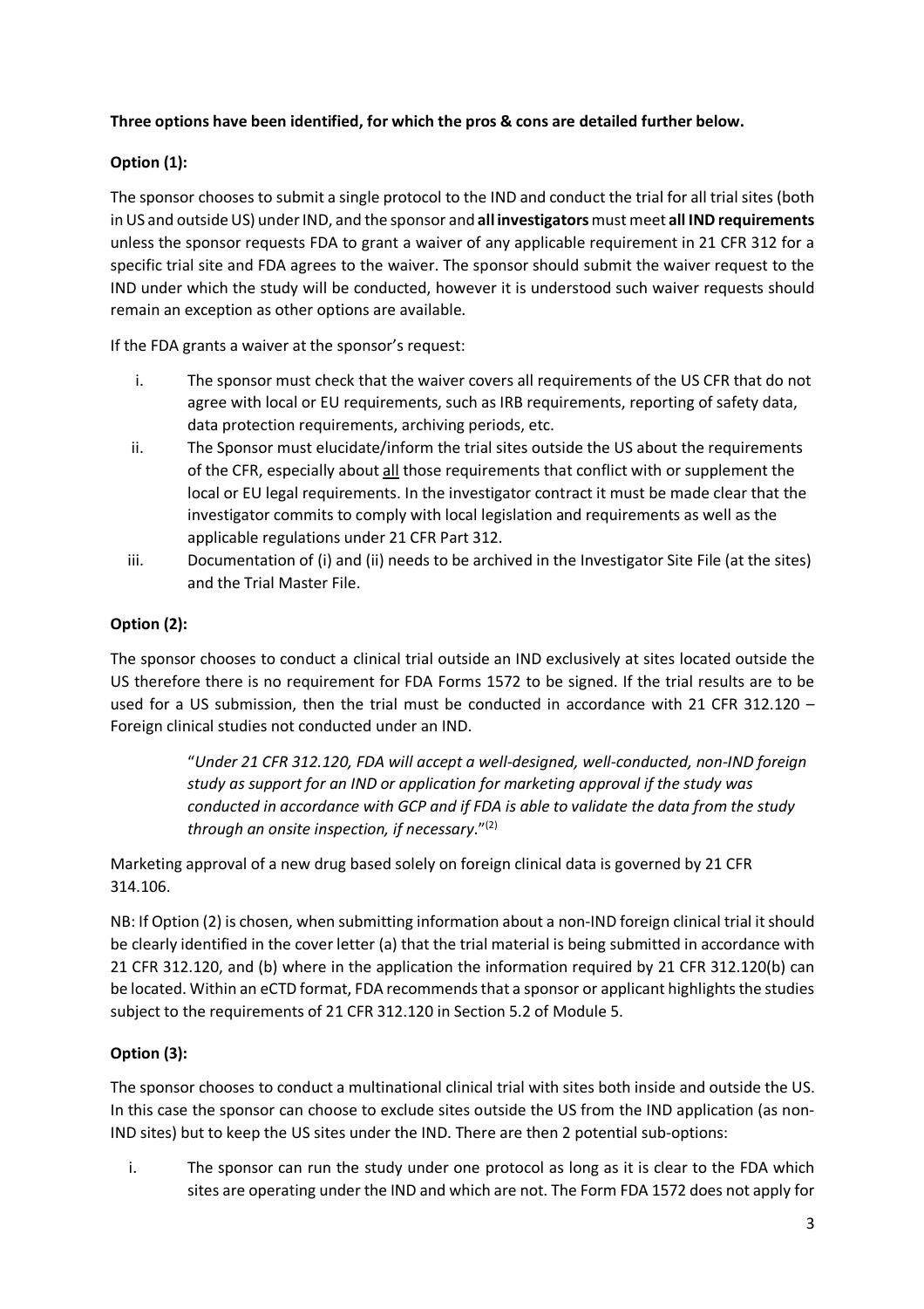**Three options have been identified, for which the pros & cons are detailed further below.**

**Option (1):**

The sponsor chooses to submit a single protocol to the IND and conduct the trial for all trial sites (both in US and outside US) under IND, and the sponsor and **all investigators** must meet **all IND requirements** unless the sponsor requests FDA to grant a waiver of any applicable requirement in 21 CFR 312 for a specific trial site and FDA agrees to the waiver. The sponsor should submit the waiver request to the IND under which the study will be conducted, however it is understood such waiver requests should remain an exception as other options are available.

If the FDA grants a waiver at the sponsor's request:

i. The sponsor must check that the waiver covers all requirements of the US CFR that do not agree with local or EU requirements, such as IRB requirements, reporting of safety data, data protection requirements, archiving periods, etc.
ii. The Sponsor must elucidate/inform the trial sites outside the US about the requirements of the CFR, especially about <u>all</u> those requirements that conflict with or supplement the local or EU legal requirements. In the investigator contract it must be made clear that the investigator commits to comply with local legislation and requirements as well as the applicable regulations under 21 CFR Part 312.
iii. Documentation of (i) and (ii) needs to be archived in the Investigator Site File (at the sites) and the Trial Master File.

**Option (2):**

The sponsor chooses to conduct a clinical trial outside an IND exclusively at sites located outside the US therefore there is no requirement for FDA Forms 1572 to be signed. If the trial results are to be used for a US submission, then the trial must be conducted in accordance with 21 CFR 312.120 – Foreign clinical studies not conducted under an IND.

> "*Under 21 CFR 312.120, FDA will accept a well-designed, well-conducted, non-IND foreign study as support for an IND or application for marketing approval if the study was conducted in accordance with GCP and if FDA is able to validate the data from the study through an onsite inspection, if necessary*."[2]

Marketing approval of a new drug based solely on foreign clinical data is governed by 21 CFR 314.106.

NB: If Option (2) is chosen, when submitting information about a non-IND foreign clinical trial it should be clearly identified in the cover letter (a) that the trial material is being submitted in accordance with 21 CFR 312.120, and (b) where in the application the information required by 21 CFR 312.120(b) can be located. Within an eCTD format, FDA recommends that a sponsor or applicant highlights the studies subject to the requirements of 21 CFR 312.120 in Section 5.2 of Module 5.

**Option (3):**

The sponsor chooses to conduct a multinational clinical trial with sites both inside and outside the US. In this case the sponsor can choose to exclude sites outside the US from the IND application (as non-IND sites) but to keep the US sites under the IND. There are then 2 potential sub-options:

i. The sponsor can run the study under one protocol as long as it is clear to the FDA which sites are operating under the IND and which are not. The Form FDA 1572 does not apply for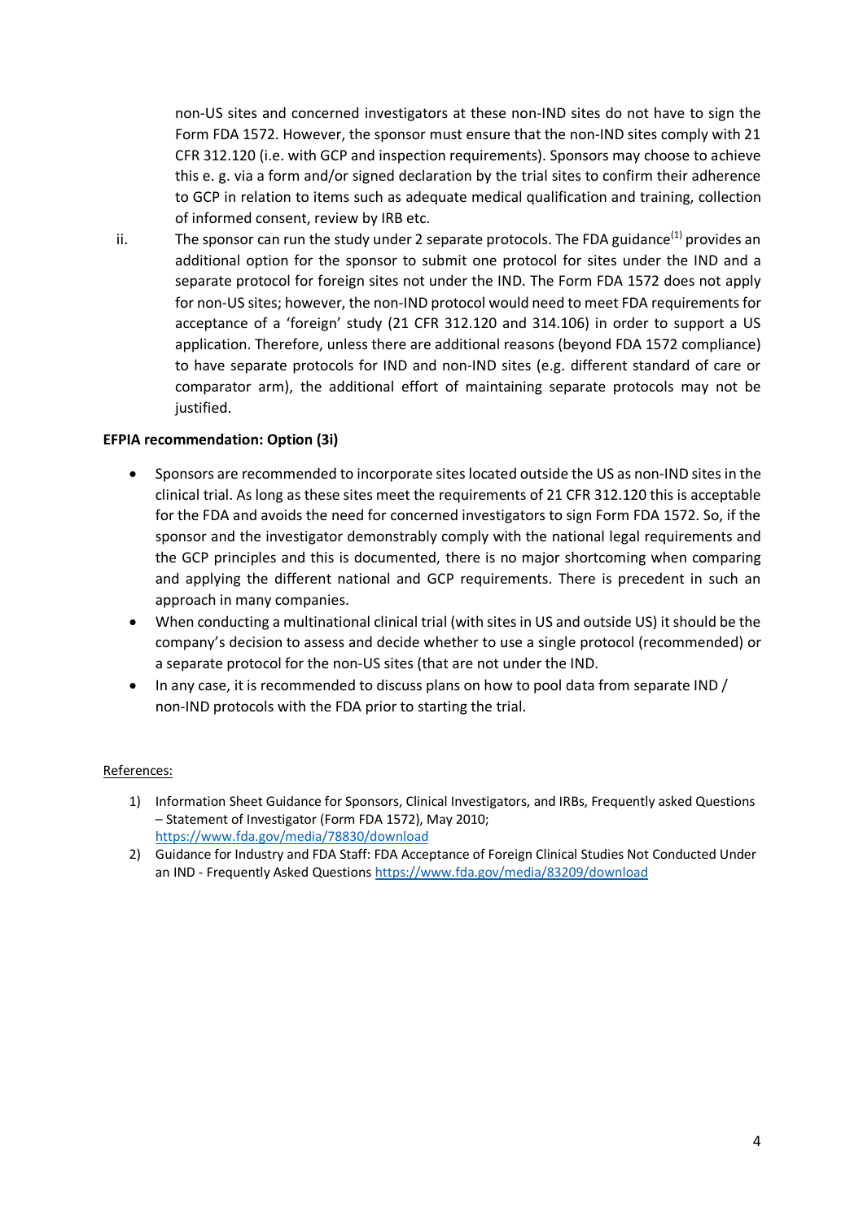non-US sites and concerned investigators at these non-IND sites do not have to sign the Form FDA 1572. However, the sponsor must ensure that the non-IND sites comply with 21 CFR 312.120 (i.e. with GCP and inspection requirements). Sponsors may choose to achieve this e. g. via a form and/or signed declaration by the trial sites to confirm their adherence to GCP in relation to items such as adequate medical qualification and training, collection of informed consent, review by IRB etc.

ii. The sponsor can run the study under 2 separate protocols. The FDA guidance[1] provides an additional option for the sponsor to submit one protocol for sites under the IND and a separate protocol for foreign sites not under the IND. The Form FDA 1572 does not apply for non-US sites; however, the non-IND protocol would need to meet FDA requirements for acceptance of a 'foreign' study (21 CFR 312.120 and 314.106) in order to support a US application. Therefore, unless there are additional reasons (beyond FDA 1572 compliance) to have separate protocols for IND and non-IND sites (e.g. different standard of care or comparator arm), the additional effort of maintaining separate protocols may not be justified.

**EFPIA recommendation: Option (3i)**

- Sponsors are recommended to incorporate sites located outside the US as non-IND sites in the clinical trial. As long as these sites meet the requirements of 21 CFR 312.120 this is acceptable for the FDA and avoids the need for concerned investigators to sign Form FDA 1572. So, if the sponsor and the investigator demonstrably comply with the national legal requirements and the GCP principles and this is documented, there is no major shortcoming when comparing and applying the different national and GCP requirements. There is precedent in such an approach in many companies.
- When conducting a multinational clinical trial (with sites in US and outside US) it should be the company's decision to assess and decide whether to use a single protocol (recommended) or a separate protocol for the non-US sites (that are not under the IND.
- In any case, it is recommended to discuss plans on how to pool data from separate IND / non-IND protocols with the FDA prior to starting the trial.

References:

1) Information Sheet Guidance for Sponsors, Clinical Investigators, and IRBs, Frequently asked Questions – Statement of Investigator (Form FDA 1572), May 2010; https://www.fda.gov/media/78830/download
2) Guidance for Industry and FDA Staff: FDA Acceptance of Foreign Clinical Studies Not Conducted Under an IND - Frequently Asked Questions https://www.fda.gov/media/83209/download